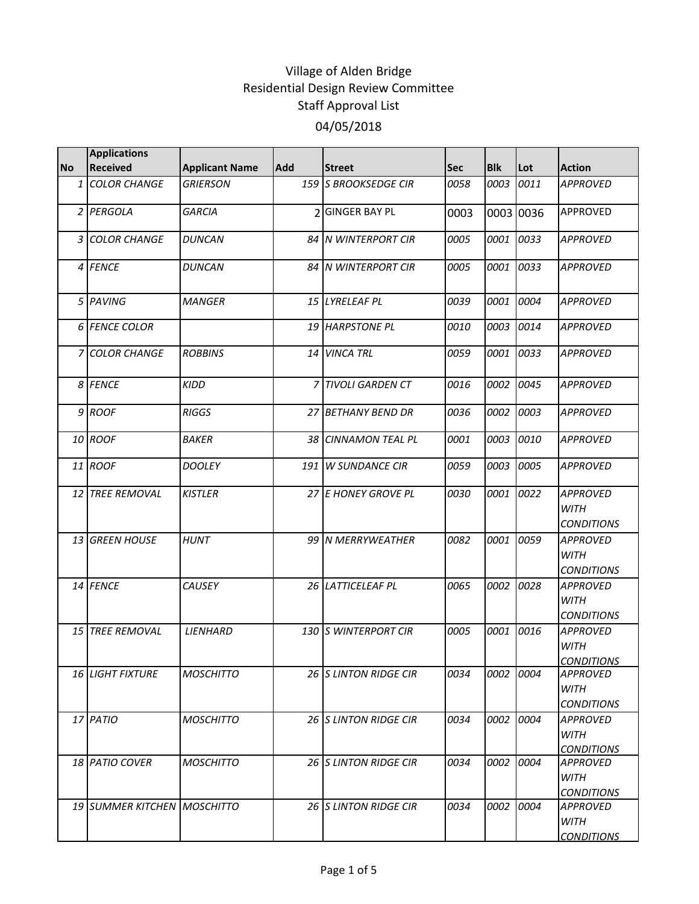# Village of Alden Bridge
## Residential Design Review Committee
## Staff Approval List
## 04/05/2018

| No | Applications Received | Applicant Name | Add | Street | Sec | Blk | Lot | Action |
|---|---|---|---|---|---|---|---|---|
| 1 | COLOR CHANGE | GRIERSON | 159 | S BROOKSEDGE CIR | 0058 | 0003 | 0011 | APPROVED |
| 2 | PERGOLA | GARCIA | 2 | GINGER BAY PL | 0003 | 0003 | 0036 | APPROVED |
| 3 | COLOR CHANGE | DUNCAN | 84 | N WINTERPORT CIR | 0005 | 0001 | 0033 | APPROVED |
| 4 | FENCE | DUNCAN | 84 | N WINTERPORT CIR | 0005 | 0001 | 0033 | APPROVED |
| 5 | PAVING | MANGER | 15 | LYRELEAF PL | 0039 | 0001 | 0004 | APPROVED |
| 6 | FENCE COLOR | | 19 | HARPSTONE PL | 0010 | 0003 | 0014 | APPROVED |
| 7 | COLOR CHANGE | ROBBINS | 14 | VINCA TRL | 0059 | 0001 | 0033 | APPROVED |
| 8 | FENCE | KIDD | 7 | TIVOLI GARDEN CT | 0016 | 0002 | 0045 | APPROVED |
| 9 | ROOF | RIGGS | 27 | BETHANY BEND DR | 0036 | 0002 | 0003 | APPROVED |
| 10 | ROOF | BAKER | 38 | CINNAMON TEAL PL | 0001 | 0003 | 0010 | APPROVED |
| 11 | ROOF | DOOLEY | 191 | W SUNDANCE CIR | 0059 | 0003 | 0005 | APPROVED |
| 12 | TREE REMOVAL | KISTLER | 27 | E HONEY GROVE PL | 0030 | 0001 | 0022 | APPROVED WITH CONDITIONS |
| 13 | GREEN HOUSE | HUNT | 99 | N MERRYWEATHER | 0082 | 0001 | 0059 | APPROVED WITH CONDITIONS |
| 14 | FENCE | CAUSEY | 26 | LATTICELEAF PL | 0065 | 0002 | 0028 | APPROVED WITH CONDITIONS |
| 15 | TREE REMOVAL | LIENHARD | 130 | S WINTERPORT CIR | 0005 | 0001 | 0016 | APPROVED WITH CONDITIONS |
| 16 | LIGHT FIXTURE | MOSCHITTO | 26 | S LINTON RIDGE CIR | 0034 | 0002 | 0004 | APPROVED WITH CONDITIONS |
| 17 | PATIO | MOSCHITTO | 26 | S LINTON RIDGE CIR | 0034 | 0002 | 0004 | APPROVED WITH CONDITIONS |
| 18 | PATIO COVER | MOSCHITTO | 26 | S LINTON RIDGE CIR | 0034 | 0002 | 0004 | APPROVED WITH CONDITIONS |
| 19 | SUMMER KITCHEN | MOSCHITTO | 26 | S LINTON RIDGE CIR | 0034 | 0002 | 0004 | APPROVED WITH CONDITIONS |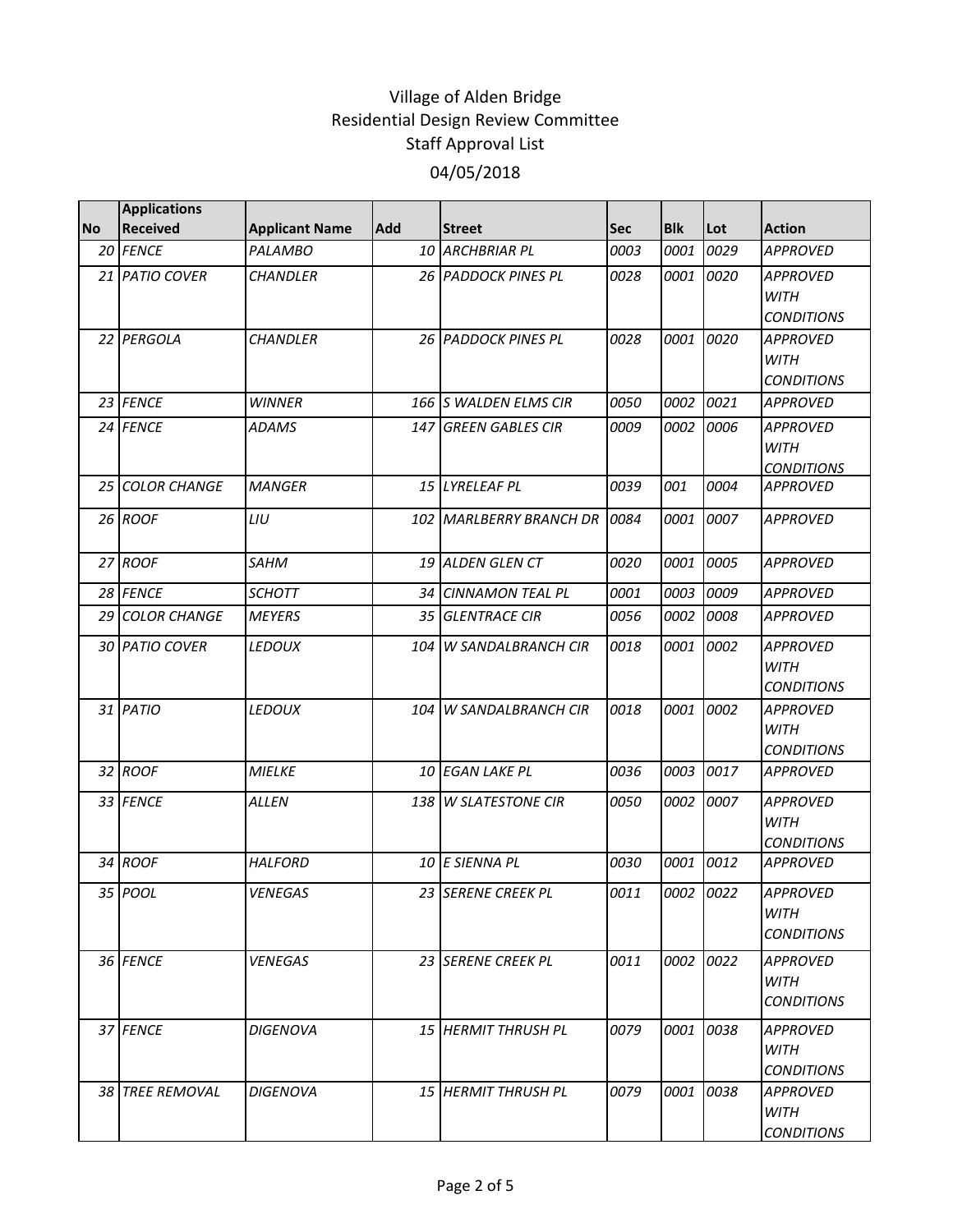# Village of Alden Bridge
## Residential Design Review Committee
### Staff Approval List
### 04/05/2018

| No | Applications Received | Applicant Name | Add | Street | Sec | Blk | Lot | Action |
|---|---|---|---|---|---|---|---|---|
| 20 | FENCE | PALAMBO | 10 | ARCHBRIAR PL | 0003 | 0001 | 0029 | APPROVED |
| 21 | PATIO COVER | CHANDLER | 26 | PADDOCK PINES PL | 0028 | 0001 | 0020 | APPROVED WITH CONDITIONS |
| 22 | PERGOLA | CHANDLER | 26 | PADDOCK PINES PL | 0028 | 0001 | 0020 | APPROVED WITH CONDITIONS |
| 23 | FENCE | WINNER | 166 | S WALDEN ELMS CIR | 0050 | 0002 | 0021 | APPROVED |
| 24 | FENCE | ADAMS | 147 | GREEN GABLES CIR | 0009 | 0002 | 0006 | APPROVED WITH CONDITIONS |
| 25 | COLOR CHANGE | MANGER | 15 | LYRELEAF PL | 0039 | 001 | 0004 | APPROVED |
| 26 | ROOF | LIU | 102 | MARLBERRY BRANCH DR | 0084 | 0001 | 0007 | APPROVED |
| 27 | ROOF | SAHM | 19 | ALDEN GLEN CT | 0020 | 0001 | 0005 | APPROVED |
| 28 | FENCE | SCHOTT | 34 | CINNAMON TEAL PL | 0001 | 0003 | 0009 | APPROVED |
| 29 | COLOR CHANGE | MEYERS | 35 | GLENTRACE CIR | 0056 | 0002 | 0008 | APPROVED |
| 30 | PATIO COVER | LEDOUX | 104 | W SANDALBRANCH CIR | 0018 | 0001 | 0002 | APPROVED WITH CONDITIONS |
| 31 | PATIO | LEDOUX | 104 | W SANDALBRANCH CIR | 0018 | 0001 | 0002 | APPROVED WITH CONDITIONS |
| 32 | ROOF | MIELKE | 10 | EGAN LAKE PL | 0036 | 0003 | 0017 | APPROVED |
| 33 | FENCE | ALLEN | 138 | W SLATESTONE CIR | 0050 | 0002 | 0007 | APPROVED WITH CONDITIONS |
| 34 | ROOF | HALFORD | 10 | E SIENNA PL | 0030 | 0001 | 0012 | APPROVED |
| 35 | POOL | VENEGAS | 23 | SERENE CREEK PL | 0011 | 0002 | 0022 | APPROVED WITH CONDITIONS |
| 36 | FENCE | VENEGAS | 23 | SERENE CREEK PL | 0011 | 0002 | 0022 | APPROVED WITH CONDITIONS |
| 37 | FENCE | DIGENOVA | 15 | HERMIT THRUSH PL | 0079 | 0001 | 0038 | APPROVED WITH CONDITIONS |
| 38 | TREE REMOVAL | DIGENOVA | 15 | HERMIT THRUSH PL | 0079 | 0001 | 0038 | APPROVED WITH CONDITIONS |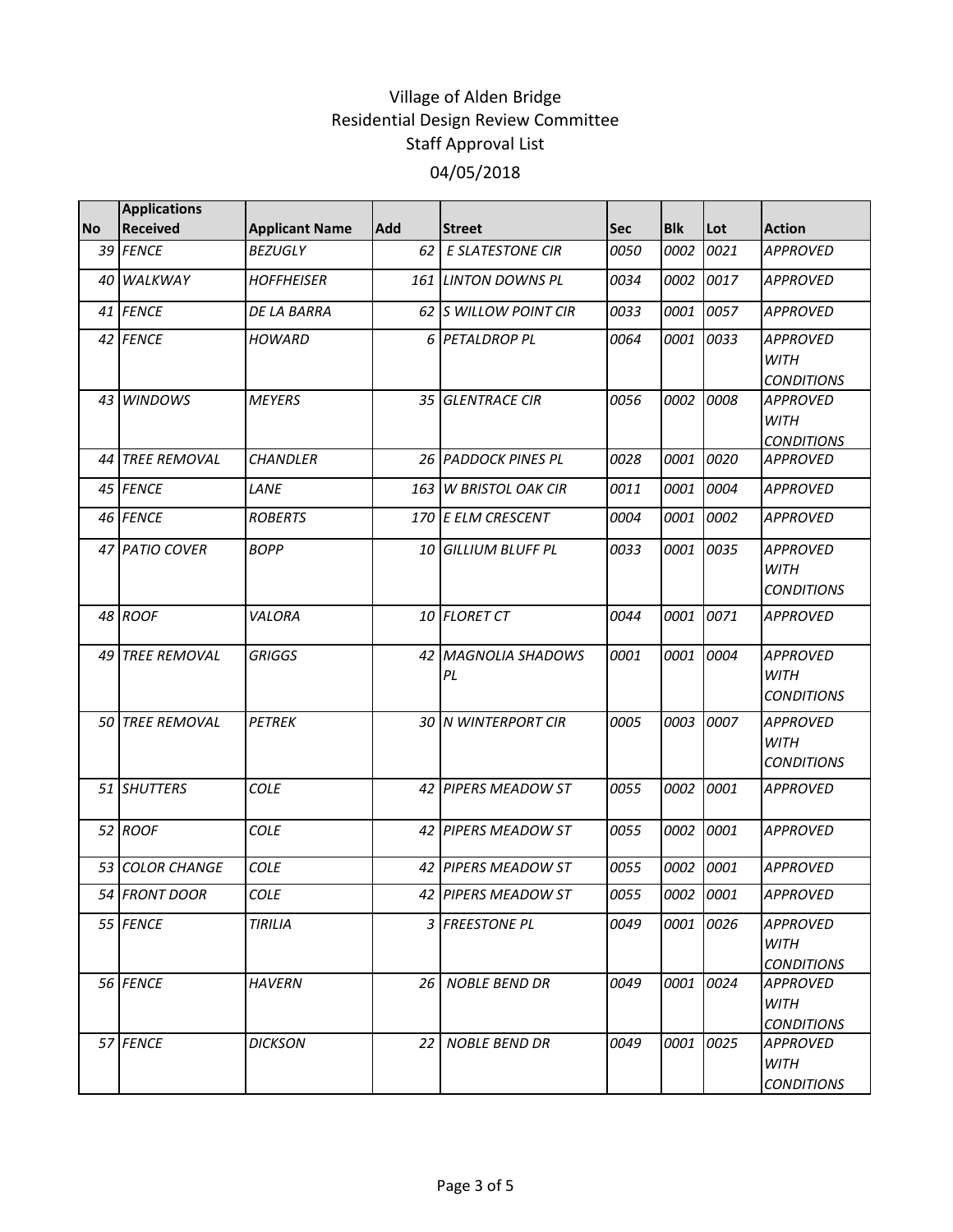# Village of Alden Bridge
## Residential Design Review Committee
## Staff Approval List
### 04/05/2018

| No | Applications Received | Applicant Name | Add | Street | Sec | Blk | Lot | Action |
|---|---|---|---|---|---|---|---|---|
| 39 | *FENCE* | *BEZUGLY* | 62 | *E SLATESTONE CIR* | 0050 | 0002 | 0021 | *APPROVED* |
| 40 | *WALKWAY* | *HOFFHEISER* | 161 | *LINTON DOWNS PL* | 0034 | 0002 | 0017 | *APPROVED* |
| 41 | *FENCE* | *DE LA BARRA* | 62 | *S WILLOW POINT CIR* | 0033 | 0001 | 0057 | *APPROVED* |
| 42 | *FENCE* | *HOWARD* | 6 | *PETALDROP PL* | 0064 | 0001 | 0033 | *APPROVED WITH CONDITIONS* |
| 43 | *WINDOWS* | *MEYERS* | 35 | *GLENTRACE CIR* | 0056 | 0002 | 0008 | *APPROVED WITH CONDITIONS* |
| 44 | *TREE REMOVAL* | *CHANDLER* | 26 | *PADDOCK PINES PL* | 0028 | 0001 | 0020 | *APPROVED* |
| 45 | *FENCE* | *LANE* | 163 | *W BRISTOL OAK CIR* | 0011 | 0001 | 0004 | *APPROVED* |
| 46 | *FENCE* | *ROBERTS* | 170 | *E ELM CRESCENT* | 0004 | 0001 | 0002 | *APPROVED* |
| 47 | *PATIO COVER* | *BOPP* | 10 | *GILLIUM BLUFF PL* | 0033 | 0001 | 0035 | *APPROVED WITH CONDITIONS* |
| 48 | *ROOF* | *VALORA* | 10 | *FLORET CT* | 0044 | 0001 | 0071 | *APPROVED* |
| 49 | *TREE REMOVAL* | *GRIGGS* | 42 | *MAGNOLIA SHADOWS PL* | 0001 | 0001 | 0004 | *APPROVED WITH CONDITIONS* |
| 50 | *TREE REMOVAL* | *PETREK* | 30 | *N WINTERPORT CIR* | 0005 | 0003 | 0007 | *APPROVED WITH CONDITIONS* |
| 51 | *SHUTTERS* | *COLE* | 42 | *PIPERS MEADOW ST* | 0055 | 0002 | 0001 | *APPROVED* |
| 52 | *ROOF* | *COLE* | 42 | *PIPERS MEADOW ST* | 0055 | 0002 | 0001 | *APPROVED* |
| 53 | *COLOR CHANGE* | *COLE* | 42 | *PIPERS MEADOW ST* | 0055 | 0002 | 0001 | *APPROVED* |
| 54 | *FRONT DOOR* | *COLE* | 42 | *PIPERS MEADOW ST* | 0055 | 0002 | 0001 | *APPROVED* |
| 55 | *FENCE* | *TIRILIA* | 3 | *FREESTONE PL* | 0049 | 0001 | 0026 | *APPROVED WITH CONDITIONS* |
| 56 | *FENCE* | *HAVERN* | 26 | *NOBLE BEND DR* | 0049 | 0001 | 0024 | *APPROVED WITH CONDITIONS* |
| 57 | *FENCE* | *DICKSON* | 22 | *NOBLE BEND DR* | 0049 | 0001 | 0025 | *APPROVED WITH CONDITIONS* |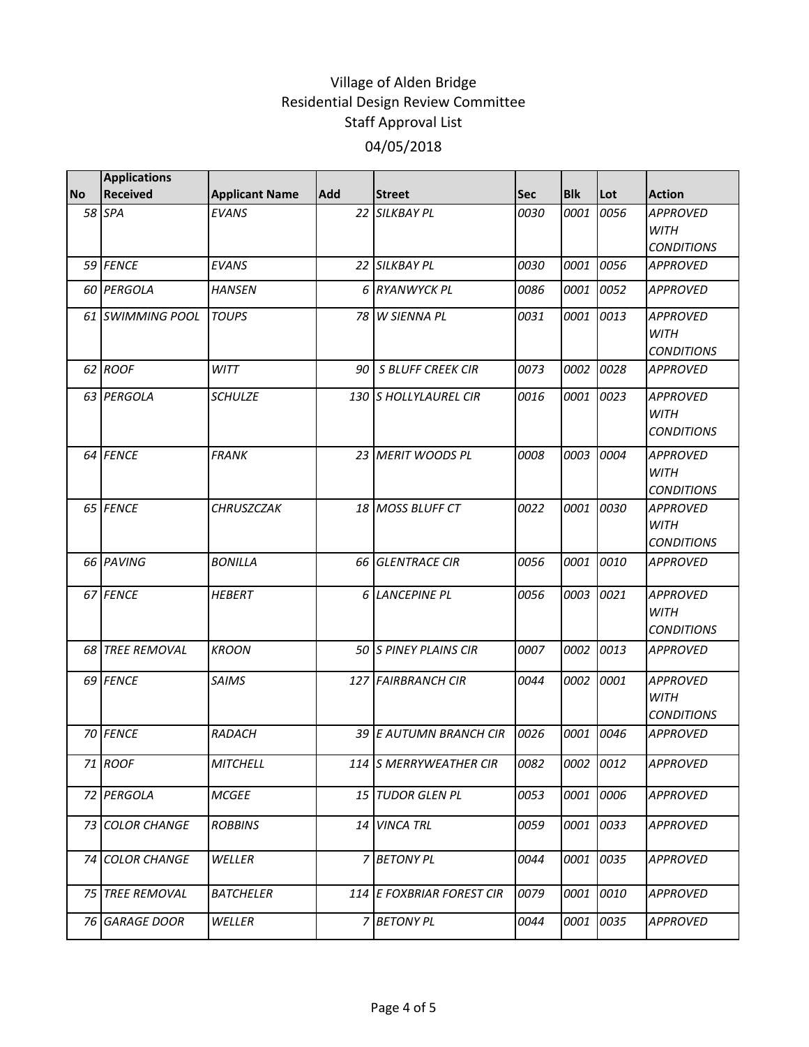# Village of Alden Bridge
## Residential Design Review Committee
### Staff Approval List
### 04/05/2018

| No | Applications Received | Applicant Name | Add | Street | Sec | Blk | Lot | Action |
|---|---|---|---|---|---|---|---|---|
| 58 | *SPA* | *EVANS* | 22 | *SILKBAY PL* | *0030* | *0001* | *0056* | *APPROVED WITH CONDITIONS* |
| 59 | *FENCE* | *EVANS* | 22 | *SILKBAY PL* | *0030* | *0001* | *0056* | *APPROVED* |
| 60 | *PERGOLA* | *HANSEN* | 6 | *RYANWYCK PL* | *0086* | *0001* | *0052* | *APPROVED* |
| 61 | *SWIMMING POOL* | *TOUPS* | 78 | *W SIENNA PL* | *0031* | *0001* | *0013* | *APPROVED WITH CONDITIONS* |
| 62 | *ROOF* | *WITT* | 90 | *S BLUFF CREEK CIR* | *0073* | *0002* | *0028* | *APPROVED* |
| 63 | *PERGOLA* | *SCHULZE* | 130 | *S HOLLYLAUREL CIR* | *0016* | *0001* | *0023* | *APPROVED WITH CONDITIONS* |
| 64 | *FENCE* | *FRANK* | 23 | *MERIT WOODS PL* | *0008* | *0003* | *0004* | *APPROVED WITH CONDITIONS* |
| 65 | *FENCE* | *CHRUSZCZAK* | 18 | *MOSS BLUFF CT* | *0022* | *0001* | *0030* | *APPROVED WITH CONDITIONS* |
| 66 | *PAVING* | *BONILLA* | 66 | *GLENTRACE CIR* | *0056* | *0001* | *0010* | *APPROVED* |
| 67 | *FENCE* | *HEBERT* | 6 | *LANCEPINE PL* | *0056* | *0003* | *0021* | *APPROVED WITH CONDITIONS* |
| 68 | *TREE REMOVAL* | *KROON* | 50 | *S PINEY PLAINS CIR* | *0007* | *0002* | *0013* | *APPROVED* |
| 69 | *FENCE* | *SAIMS* | 127 | *FAIRBRANCH CIR* | *0044* | *0002* | *0001* | *APPROVED WITH CONDITIONS* |
| 70 | *FENCE* | *RADACH* | 39 | *E AUTUMN BRANCH CIR* | *0026* | *0001* | *0046* | *APPROVED* |
| 71 | *ROOF* | *MITCHELL* | 114 | *S MERRYWEATHER CIR* | *0082* | *0002* | *0012* | *APPROVED* |
| 72 | *PERGOLA* | *MCGEE* | 15 | *TUDOR GLEN PL* | *0053* | *0001* | *0006* | *APPROVED* |
| 73 | *COLOR CHANGE* | *ROBBINS* | 14 | *VINCA TRL* | *0059* | *0001* | *0033* | *APPROVED* |
| 74 | *COLOR CHANGE* | *WELLER* | 7 | *BETONY PL* | *0044* | *0001* | *0035* | *APPROVED* |
| 75 | *TREE REMOVAL* | *BATCHELER* | 114 | *E FOXBRIAR FOREST CIR* | *0079* | *0001* | *0010* | *APPROVED* |
| 76 | *GARAGE DOOR* | *WELLER* | 7 | *BETONY PL* | *0044* | *0001* | *0035* | *APPROVED* |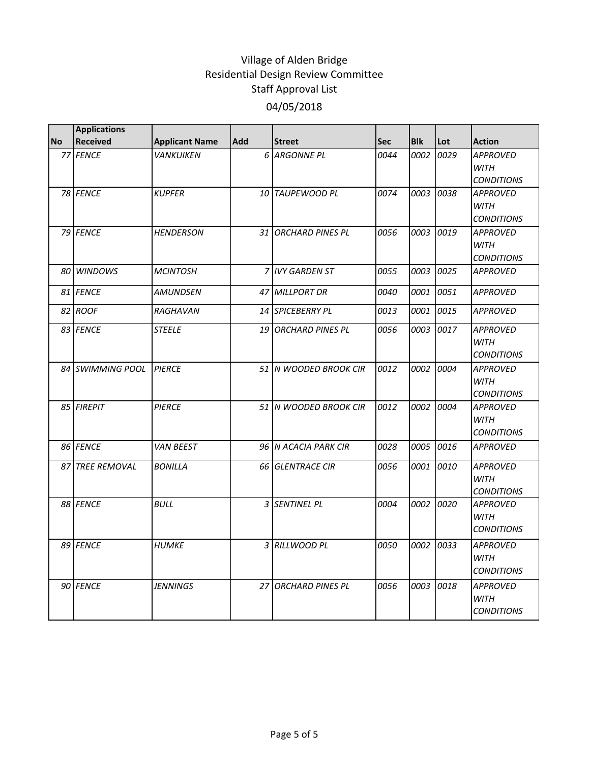# Village of Alden Bridge
## Residential Design Review Committee
## Staff Approval List
## 04/05/2018

| No | Applications Received | Applicant Name | Add | Street | Sec | Blk | Lot | Action |
|---|---|---|---|---|---|---|---|---|
| 77 | FENCE | VANKUIKEN | 6 | ARGONNE PL | 0044 | 0002 | 0029 | APPROVED WITH CONDITIONS |
| 78 | FENCE | KUPFER | 10 | TAUPEWOOD PL | 0074 | 0003 | 0038 | APPROVED WITH CONDITIONS |
| 79 | FENCE | HENDERSON | 31 | ORCHARD PINES PL | 0056 | 0003 | 0019 | APPROVED WITH CONDITIONS |
| 80 | WINDOWS | MCINTOSH | 7 | IVY GARDEN ST | 0055 | 0003 | 0025 | APPROVED |
| 81 | FENCE | AMUNDSEN | 47 | MILLPORT DR | 0040 | 0001 | 0051 | APPROVED |
| 82 | ROOF | RAGHAVAN | 14 | SPICEBERRY PL | 0013 | 0001 | 0015 | APPROVED |
| 83 | FENCE | STEELE | 19 | ORCHARD PINES PL | 0056 | 0003 | 0017 | APPROVED WITH CONDITIONS |
| 84 | SWIMMING POOL | PIERCE | 51 | N WOODED BROOK CIR | 0012 | 0002 | 0004 | APPROVED WITH CONDITIONS |
| 85 | FIREPIT | PIERCE | 51 | N WOODED BROOK CIR | 0012 | 0002 | 0004 | APPROVED WITH CONDITIONS |
| 86 | FENCE | VAN BEEST | 96 | N ACACIA PARK CIR | 0028 | 0005 | 0016 | APPROVED |
| 87 | TREE REMOVAL | BONILLA | 66 | GLENTRACE CIR | 0056 | 0001 | 0010 | APPROVED WITH CONDITIONS |
| 88 | FENCE | BULL | 3 | SENTINEL PL | 0004 | 0002 | 0020 | APPROVED WITH CONDITIONS |
| 89 | FENCE | HUMKE | 3 | RILLWOOD PL | 0050 | 0002 | 0033 | APPROVED WITH CONDITIONS |
| 90 | FENCE | JENNINGS | 27 | ORCHARD PINES PL | 0056 | 0003 | 0018 | APPROVED WITH CONDITIONS |